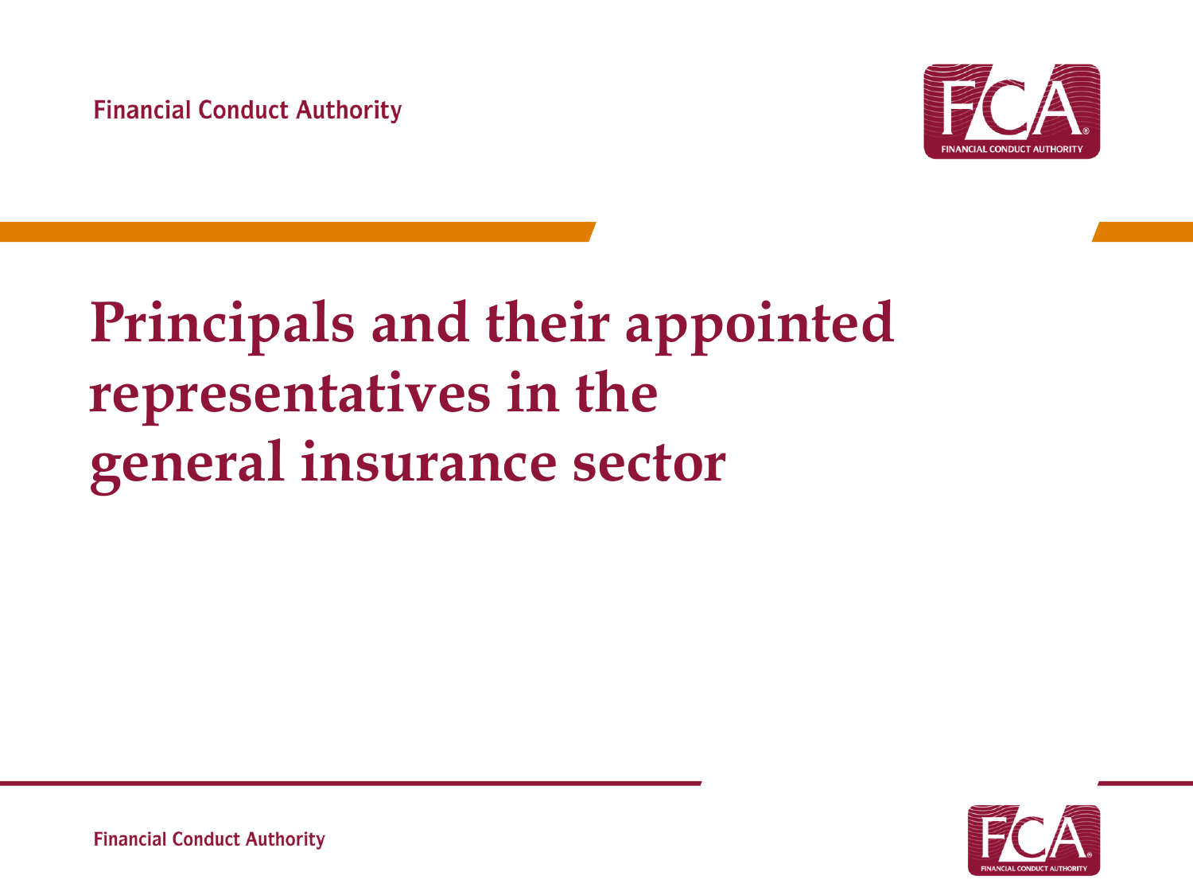Financial Conduct Authority

# Principals and their appointed representatives in the general insurance sector

Financial Conduct Authority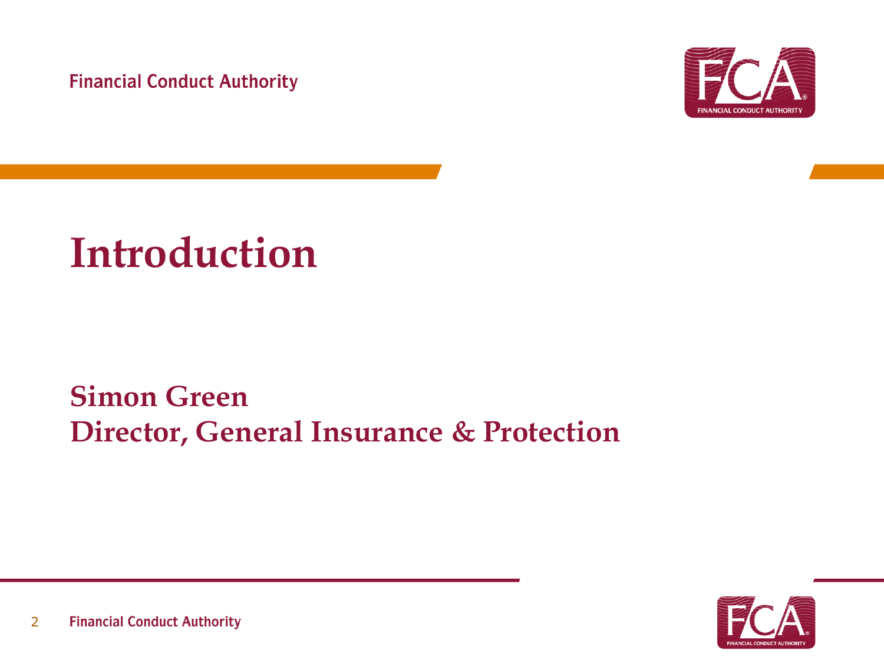# Introduction

**Simon Green**
**Director, General Insurance & Protection**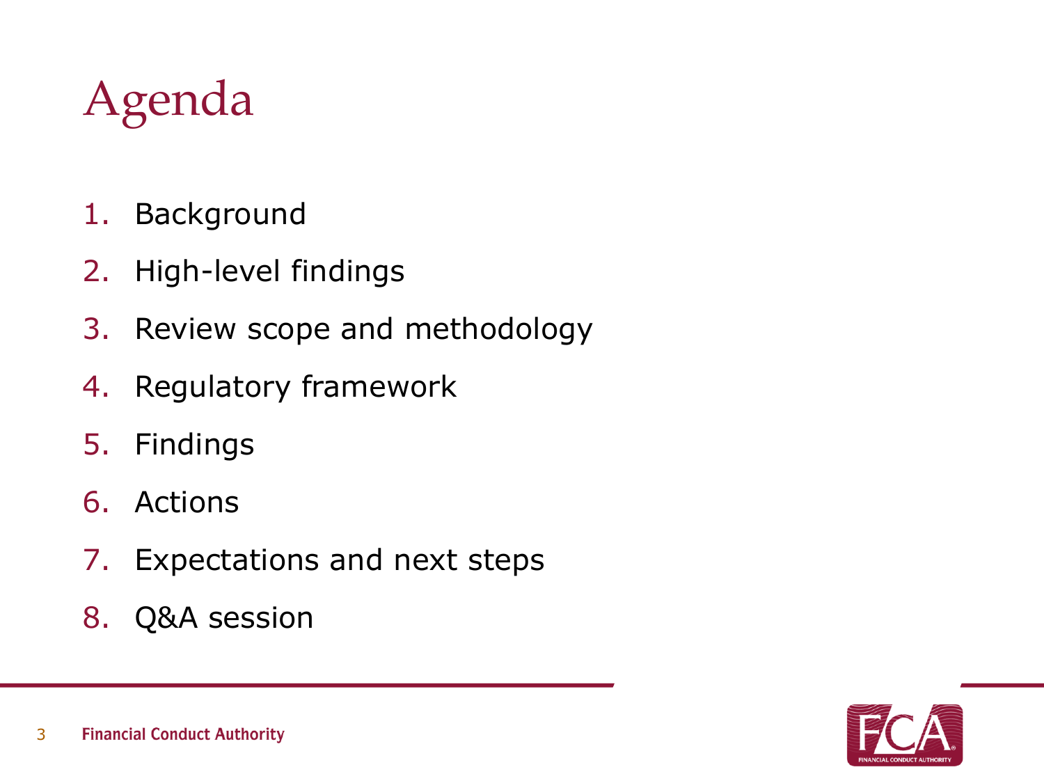# Agenda

1. Background
2. High-level findings
3. Review scope and methodology
4. Regulatory framework
5. Findings
6. Actions
7. Expectations and next steps
8. Q&A session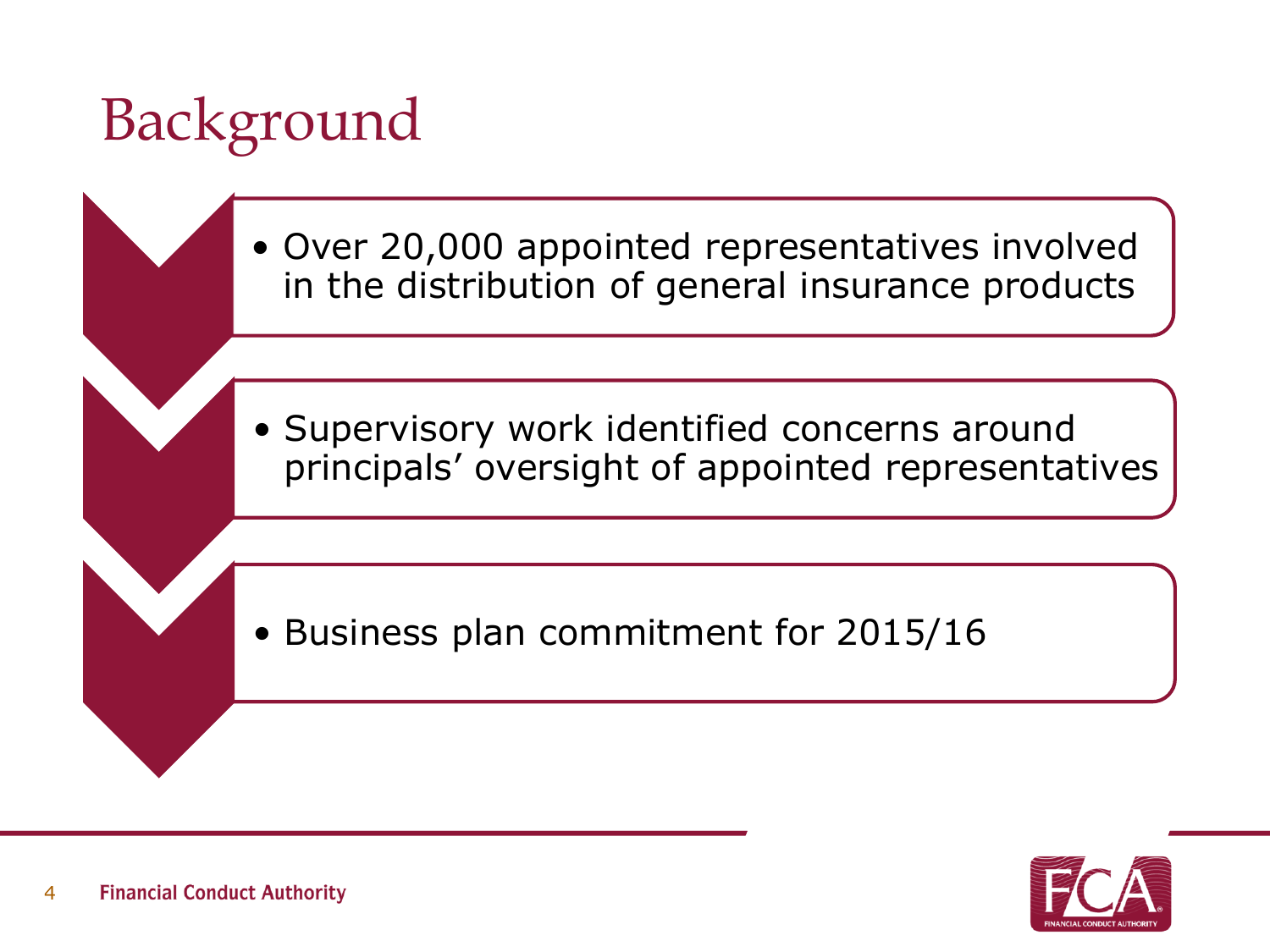# Background

- Over 20,000 appointed representatives involved in the distribution of general insurance products
- Supervisory work identified concerns around principals' oversight of appointed representatives
- Business plan commitment for 2015/16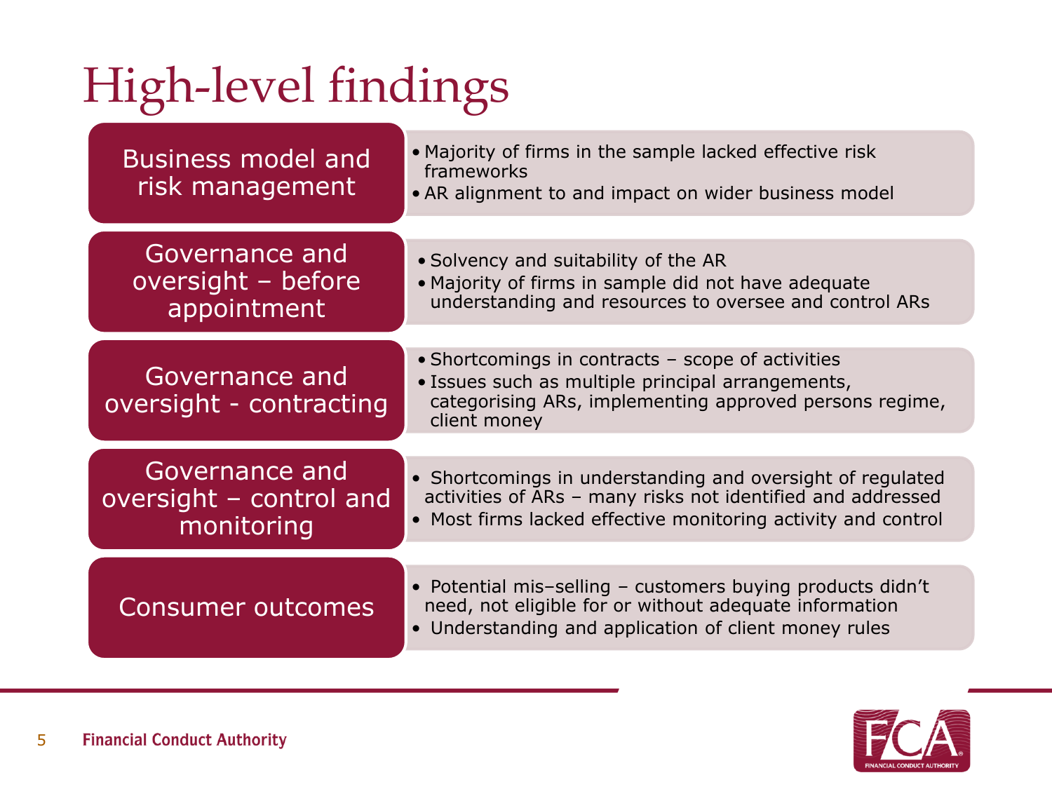# High-level findings

| | |
|---|---|
| Business model and risk management | • Majority of firms in the sample lacked effective risk frameworks<br>• AR alignment to and impact on wider business model |
| Governance and oversight – before appointment | • Solvency and suitability of the AR<br>• Majority of firms in sample did not have adequate understanding and resources to oversee and control ARs |
| Governance and oversight - contracting | • Shortcomings in contracts – scope of activities<br>• Issues such as multiple principal arrangements, categorising ARs, implementing approved persons regime, client money |
| Governance and oversight – control and monitoring | • Shortcomings in understanding and oversight of regulated activities of ARs – many risks not identified and addressed<br>• Most firms lacked effective monitoring activity and control |
| Consumer outcomes | • Potential mis–selling – customers buying products didn't need, not eligible for or without adequate information<br>• Understanding and application of client money rules |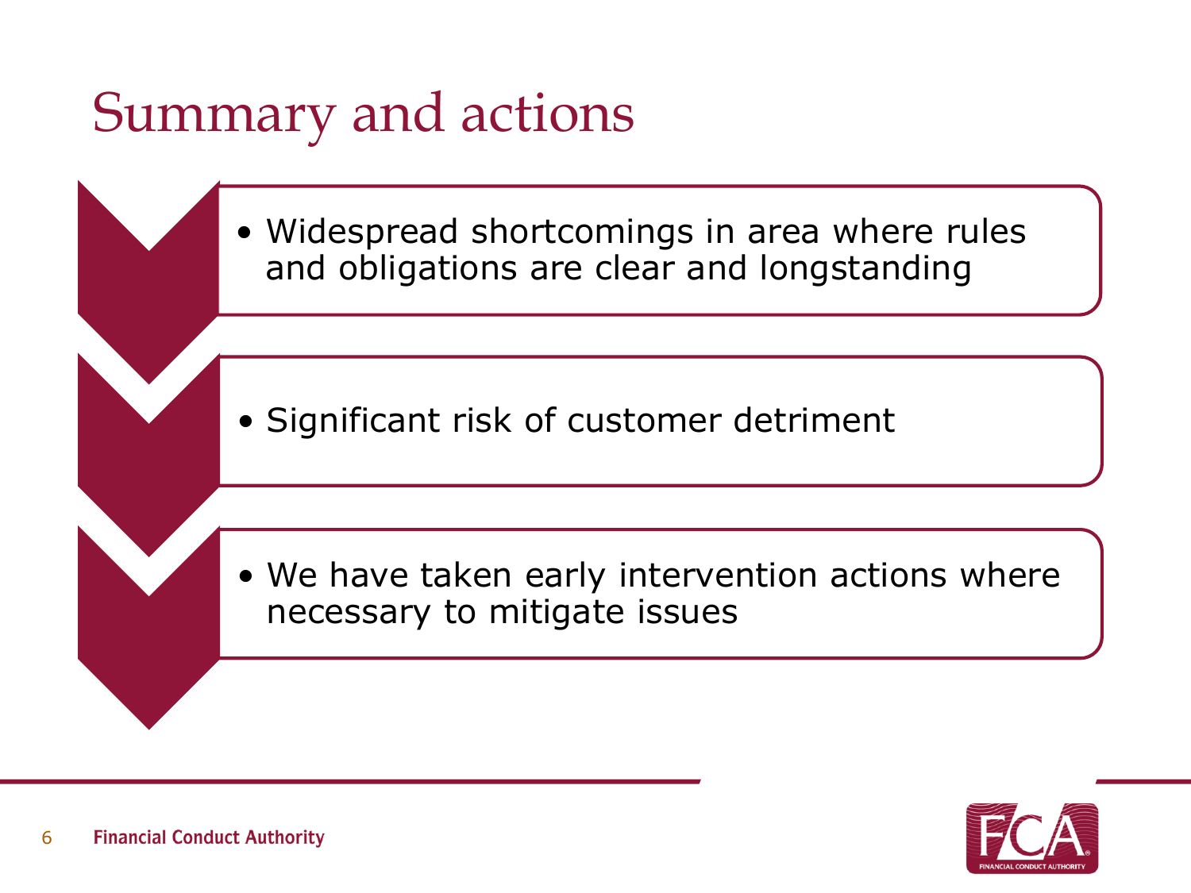# Summary and actions

- Widespread shortcomings in area where rules and obligations are clear and longstanding

- Significant risk of customer detriment

- We have taken early intervention actions where necessary to mitigate issues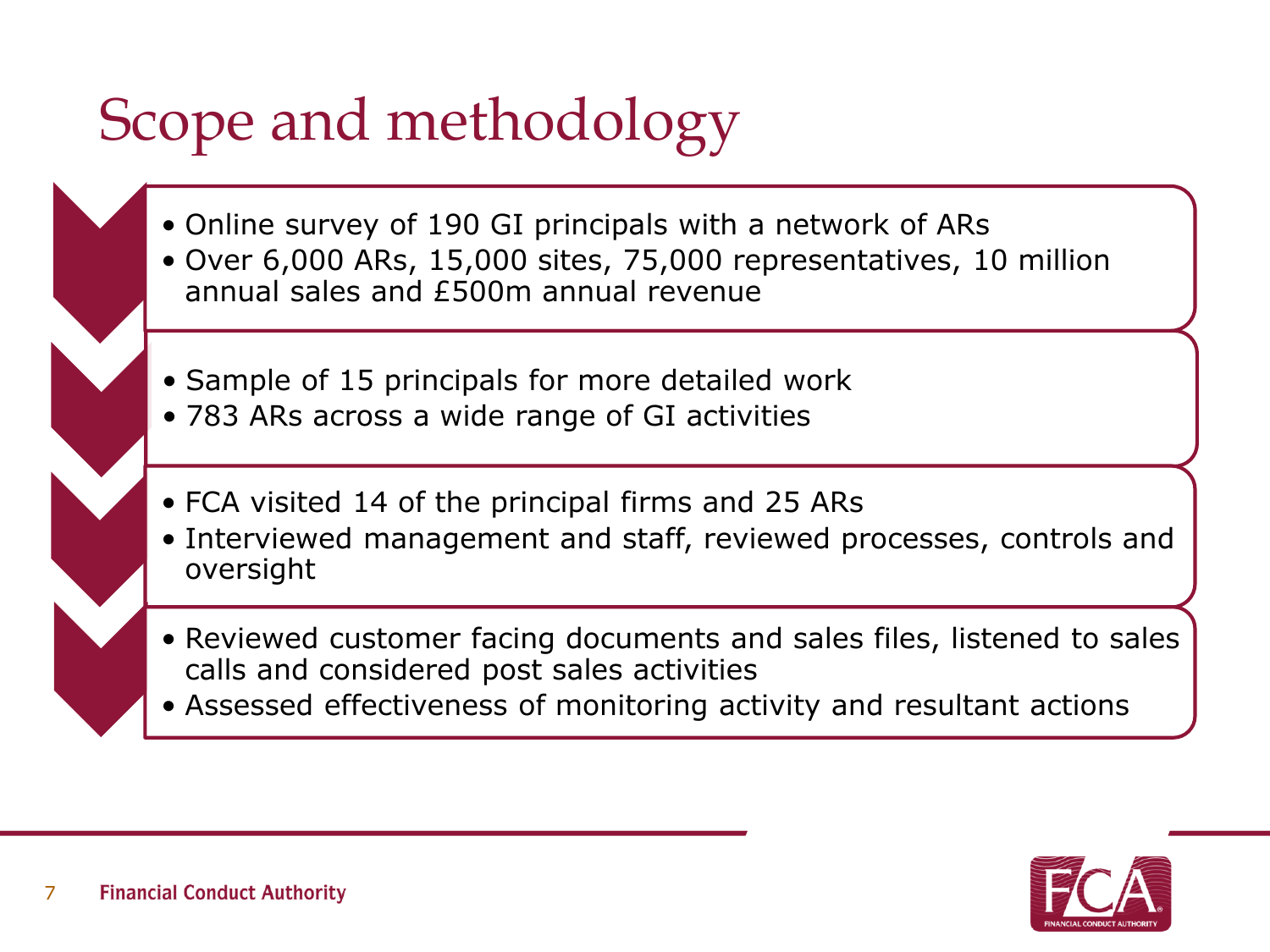# Scope and methodology

- Online survey of 190 GI principals with a network of ARs
- Over 6,000 ARs, 15,000 sites, 75,000 representatives, 10 million annual sales and £500m annual revenue

- Sample of 15 principals for more detailed work
- 783 ARs across a wide range of GI activities

- FCA visited 14 of the principal firms and 25 ARs
- Interviewed management and staff, reviewed processes, controls and oversight

- Reviewed customer facing documents and sales files, listened to sales calls and considered post sales activities
- Assessed effectiveness of monitoring activity and resultant actions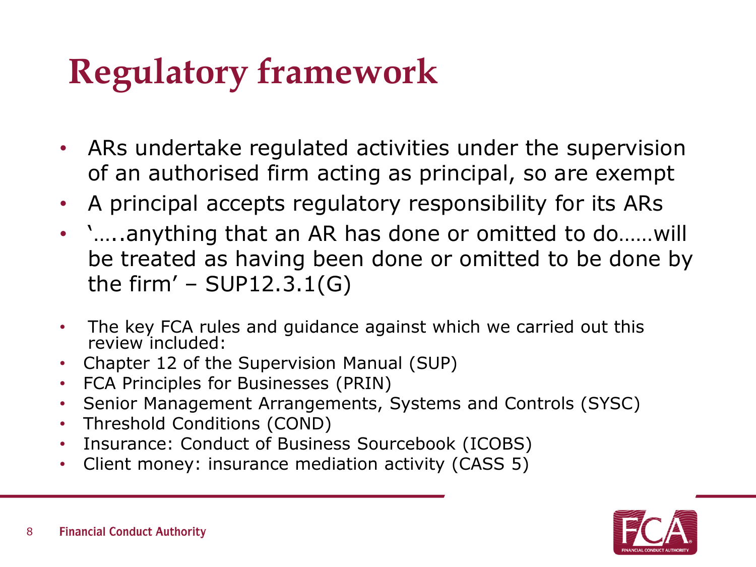# Regulatory framework

- ARs undertake regulated activities under the supervision of an authorised firm acting as principal, so are exempt
- A principal accepts regulatory responsibility for its ARs
- '…..anything that an AR has done or omitted to do……will be treated as having been done or omitted to be done by the firm' – SUP12.3.1(G)

- The key FCA rules and guidance against which we carried out this review included:
- Chapter 12 of the Supervision Manual (SUP)
- FCA Principles for Businesses (PRIN)
- Senior Management Arrangements, Systems and Controls (SYSC)
- Threshold Conditions (COND)
- Insurance: Conduct of Business Sourcebook (ICOBS)
- Client money: insurance mediation activity (CASS 5)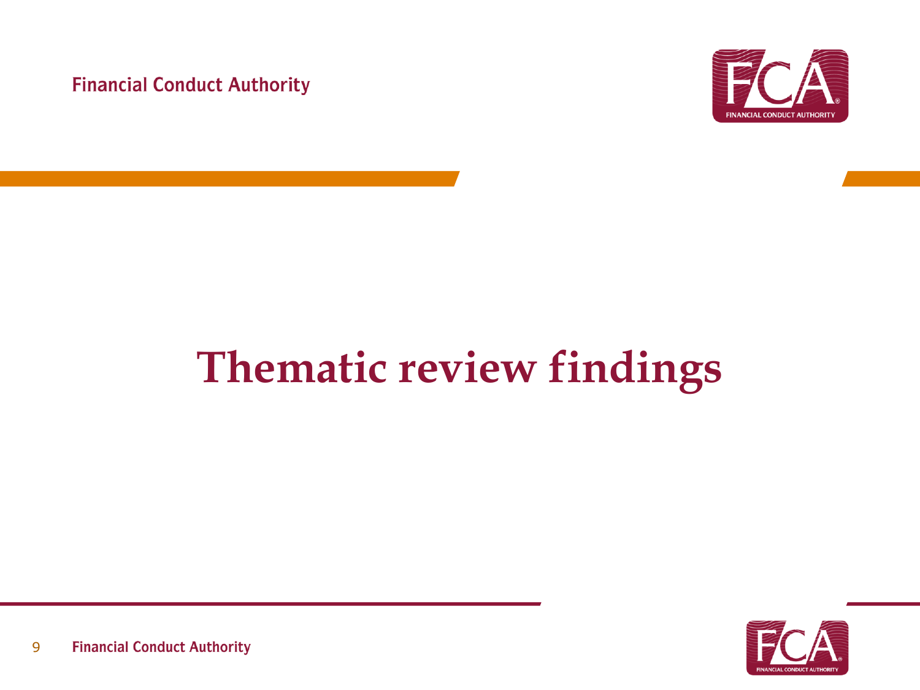# Thematic review findings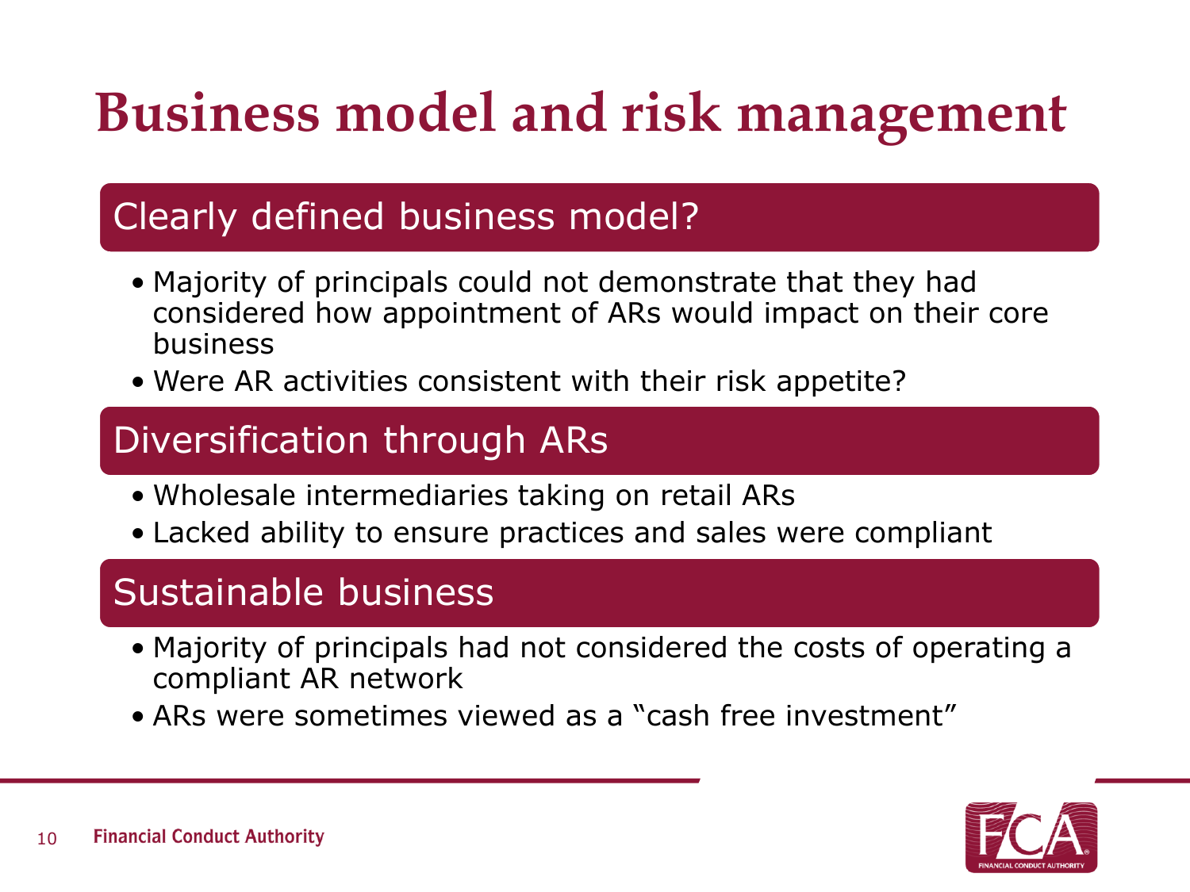# Business model and risk management

## Clearly defined business model?

- Majority of principals could not demonstrate that they had considered how appointment of ARs would impact on their core business
- Were AR activities consistent with their risk appetite?

## Diversification through ARs

- Wholesale intermediaries taking on retail ARs
- Lacked ability to ensure practices and sales were compliant

## Sustainable business

- Majority of principals had not considered the costs of operating a compliant AR network
- ARs were sometimes viewed as a "cash free investment"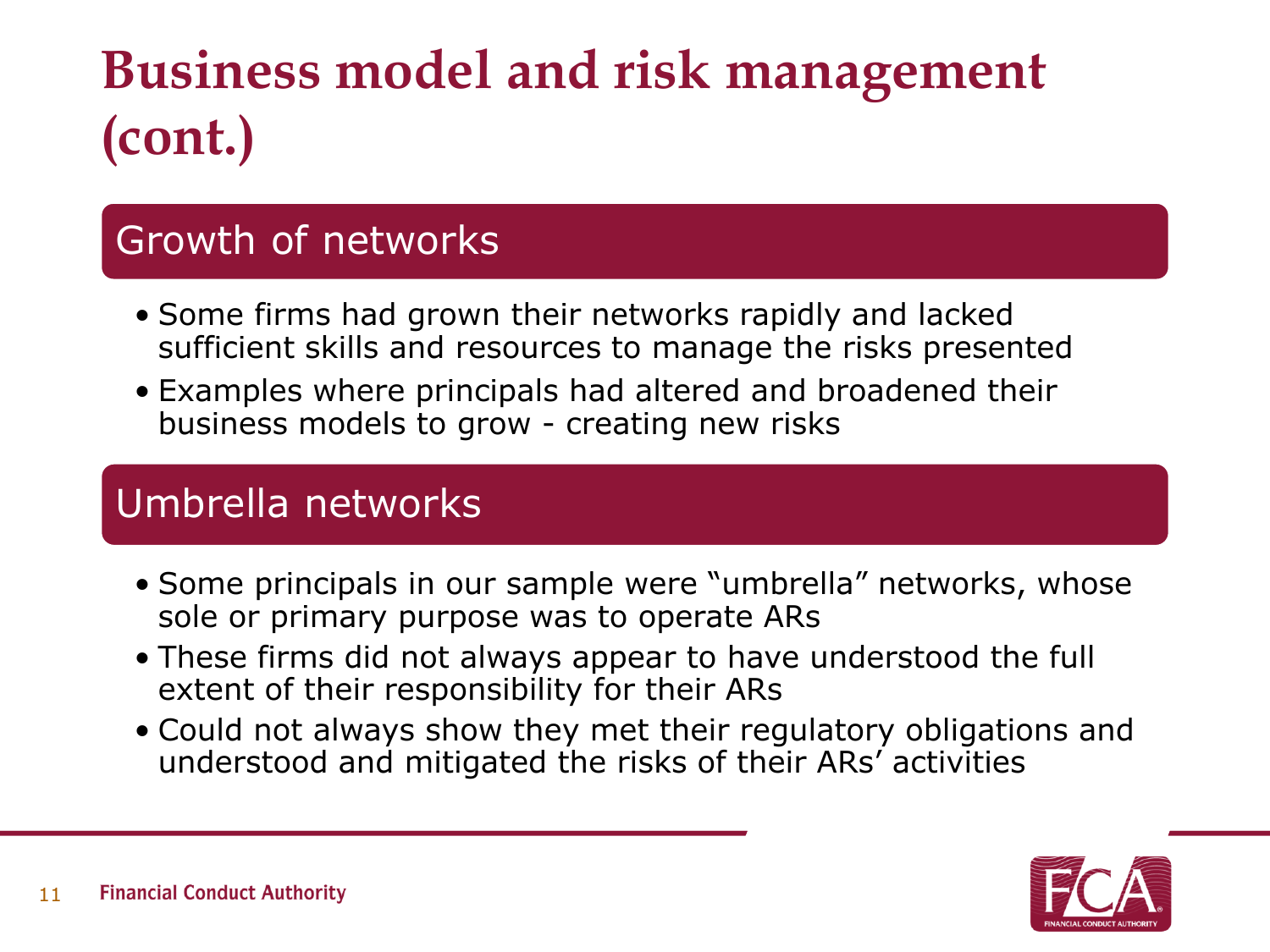# Business model and risk management (cont.)

## Growth of networks

- Some firms had grown their networks rapidly and lacked sufficient skills and resources to manage the risks presented
- Examples where principals had altered and broadened their business models to grow - creating new risks

## Umbrella networks

- Some principals in our sample were “umbrella” networks, whose sole or primary purpose was to operate ARs
- These firms did not always appear to have understood the full extent of their responsibility for their ARs
- Could not always show they met their regulatory obligations and understood and mitigated the risks of their ARs’ activities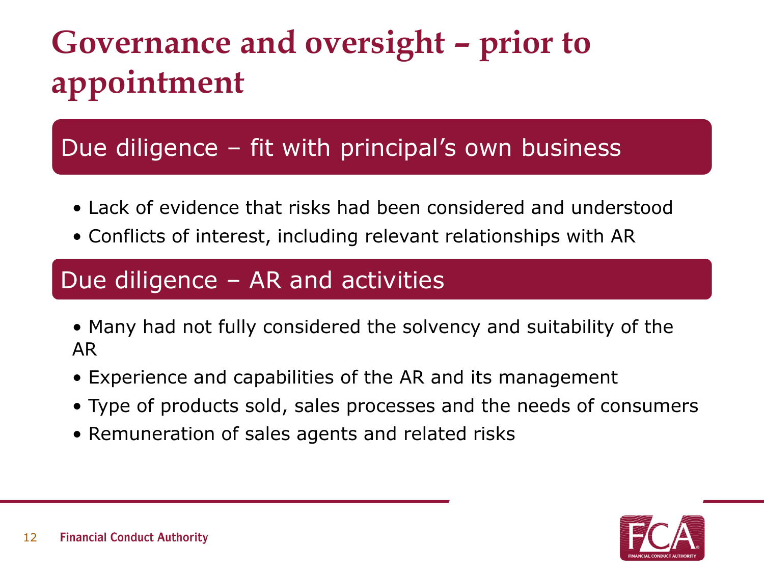# Governance and oversight – prior to appointment

## Due diligence – fit with principal's own business

- Lack of evidence that risks had been considered and understood
- Conflicts of interest, including relevant relationships with AR

## Due diligence – AR and activities

- Many had not fully considered the solvency and suitability of the AR
- Experience and capabilities of the AR and its management
- Type of products sold, sales processes and the needs of consumers
- Remuneration of sales agents and related risks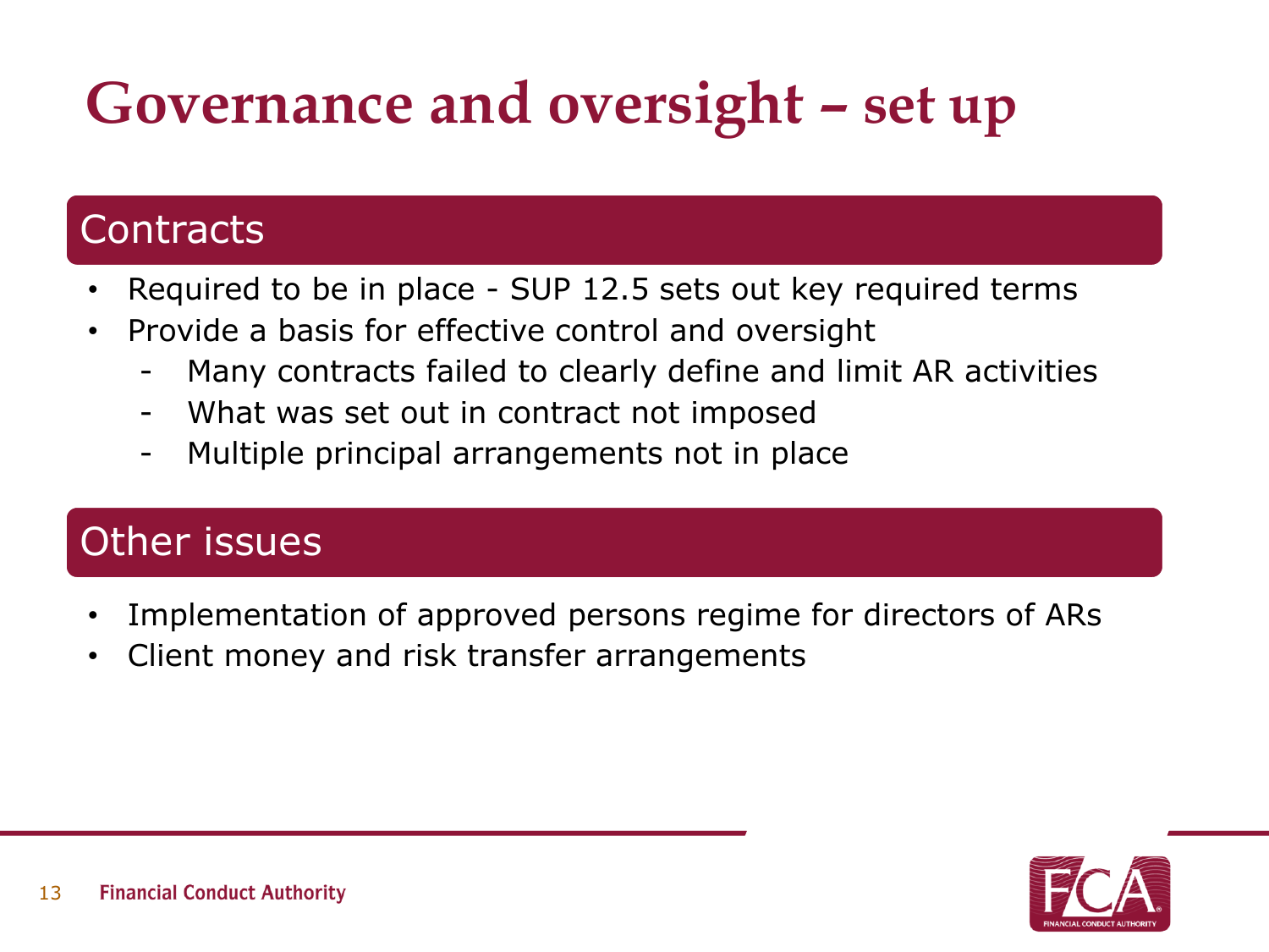# Governance and oversight – set up

## Contracts

- Required to be in place - SUP 12.5 sets out key required terms
- Provide a basis for effective control and oversight
  - Many contracts failed to clearly define and limit AR activities
  - What was set out in contract not imposed
  - Multiple principal arrangements not in place

## Other issues

- Implementation of approved persons regime for directors of ARs
- Client money and risk transfer arrangements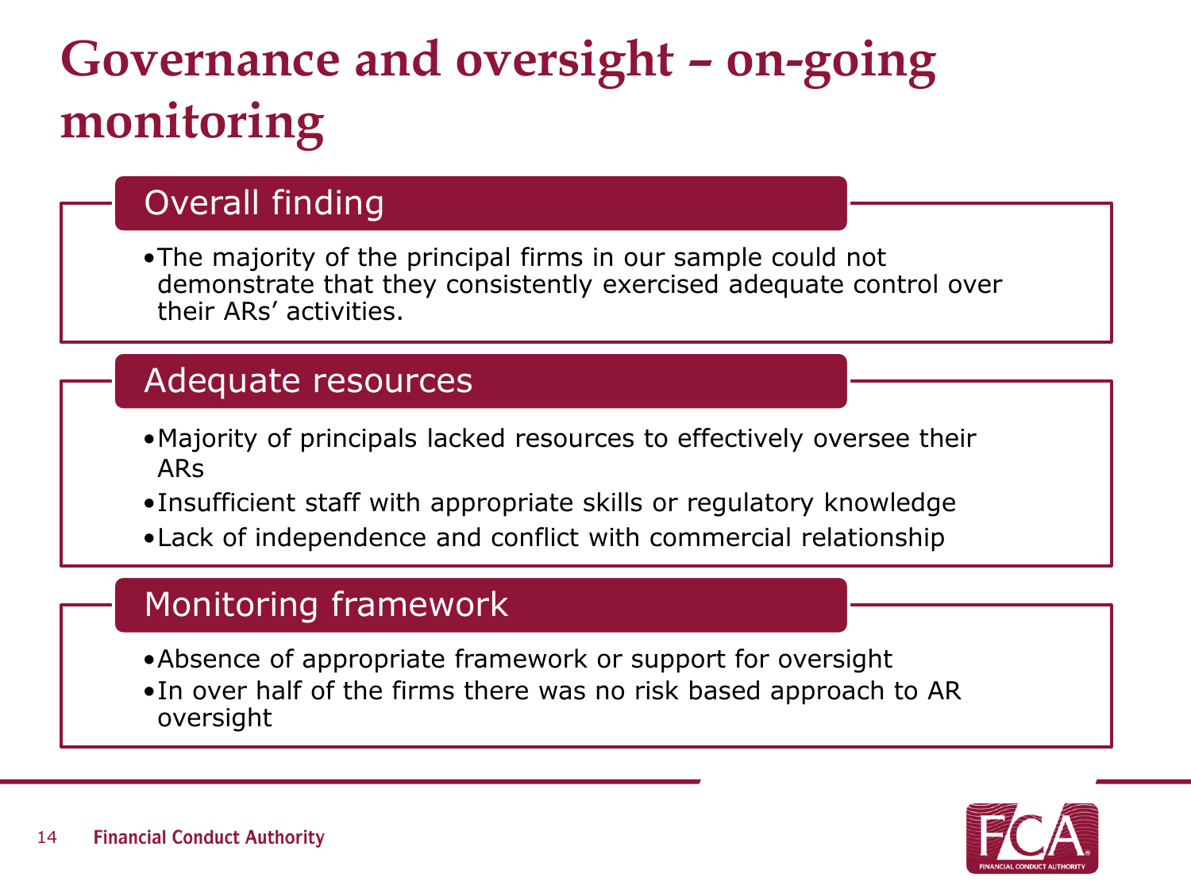# Governance and oversight – on-going monitoring

## Overall finding

- The majority of the principal firms in our sample could not demonstrate that they consistently exercised adequate control over their ARs' activities.

## Adequate resources

- Majority of principals lacked resources to effectively oversee their ARs
- Insufficient staff with appropriate skills or regulatory knowledge
- Lack of independence and conflict with commercial relationship

## Monitoring framework

- Absence of appropriate framework or support for oversight
- In over half of the firms there was no risk based approach to AR oversight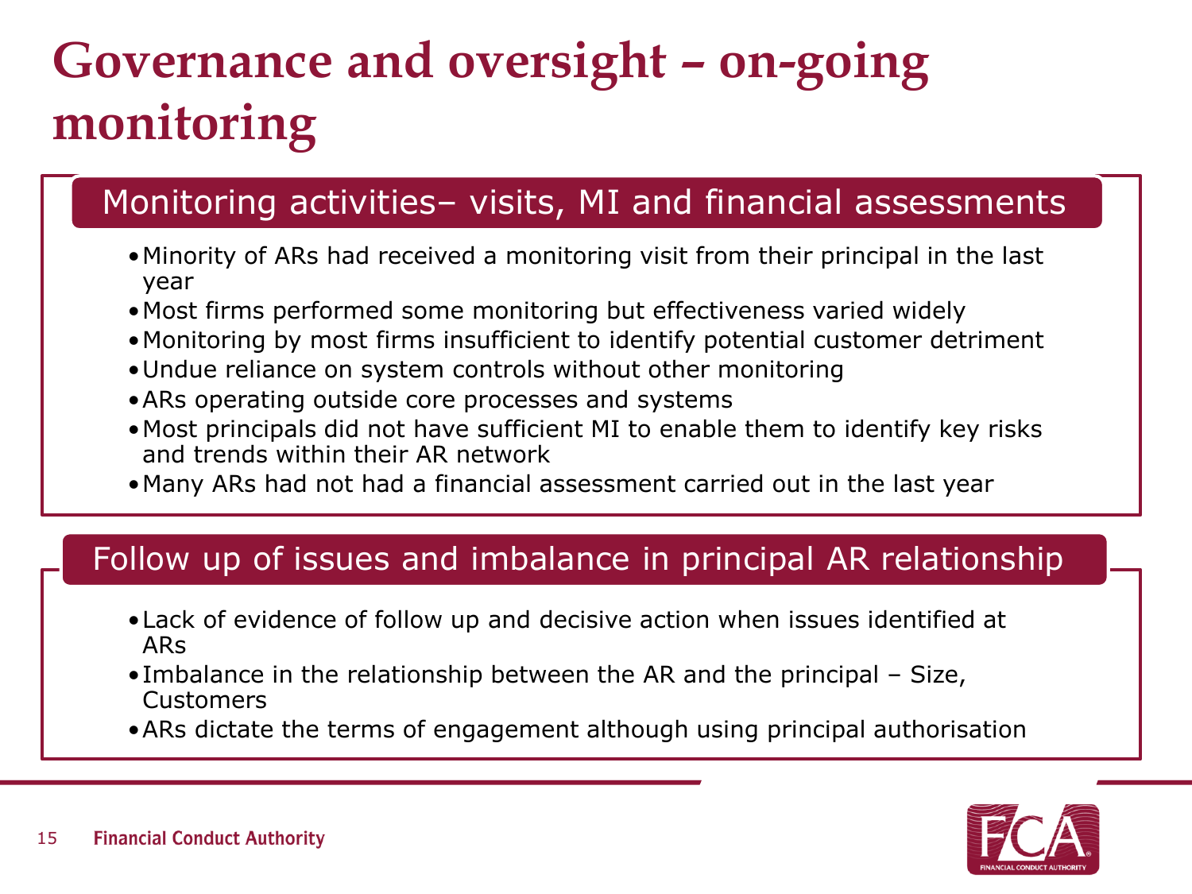# Governance and oversight – on-going monitoring

## Monitoring activities– visits, MI and financial assessments

- Minority of ARs had received a monitoring visit from their principal in the last year
- Most firms performed some monitoring but effectiveness varied widely
- Monitoring by most firms insufficient to identify potential customer detriment
- Undue reliance on system controls without other monitoring
- ARs operating outside core processes and systems
- Most principals did not have sufficient MI to enable them to identify key risks and trends within their AR network
- Many ARs had not had a financial assessment carried out in the last year

## Follow up of issues and imbalance in principal AR relationship

- Lack of evidence of follow up and decisive action when issues identified at ARs
- Imbalance in the relationship between the AR and the principal – Size, Customers
- ARs dictate the terms of engagement although using principal authorisation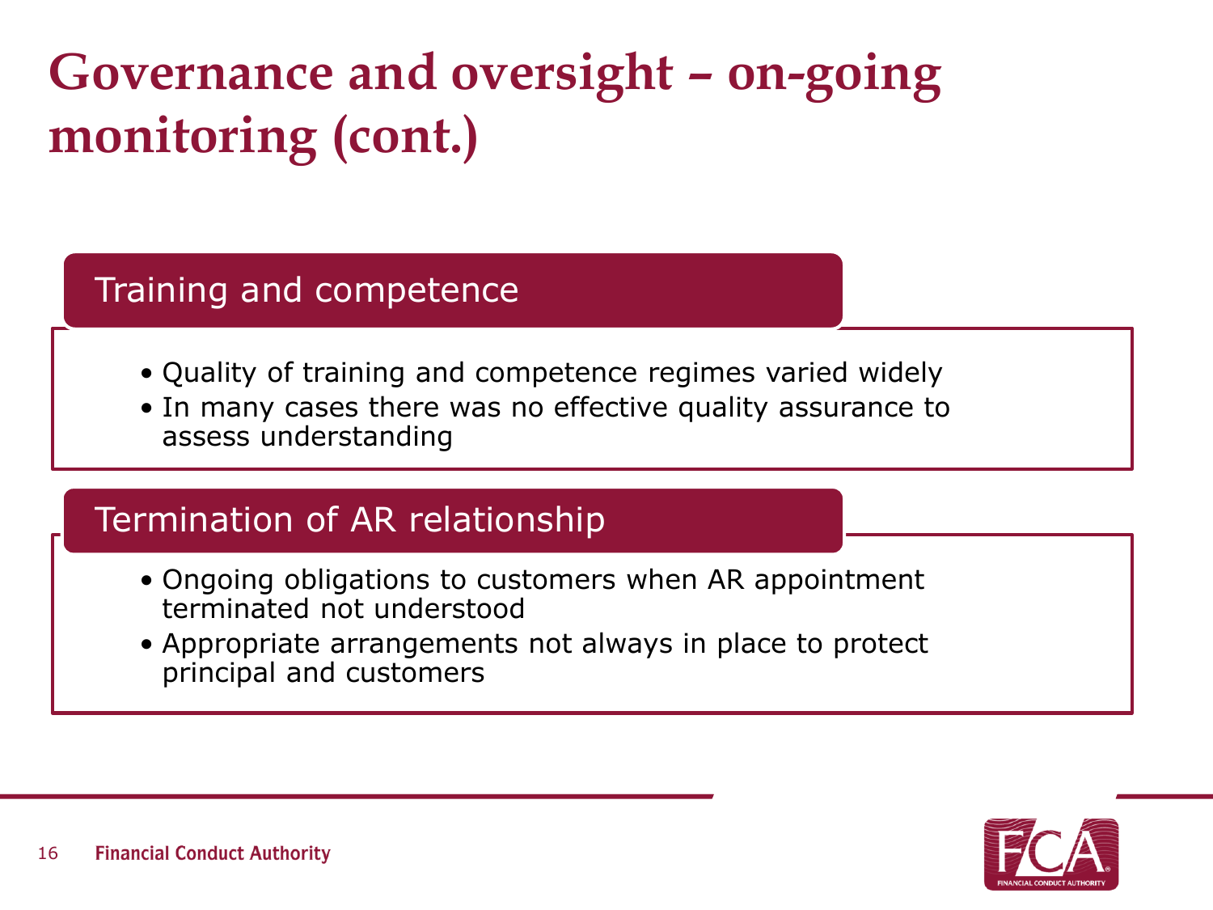# Governance and oversight – on-going monitoring (cont.)

## Training and competence

- Quality of training and competence regimes varied widely
- In many cases there was no effective quality assurance to assess understanding

## Termination of AR relationship

- Ongoing obligations to customers when AR appointment terminated not understood
- Appropriate arrangements not always in place to protect principal and customers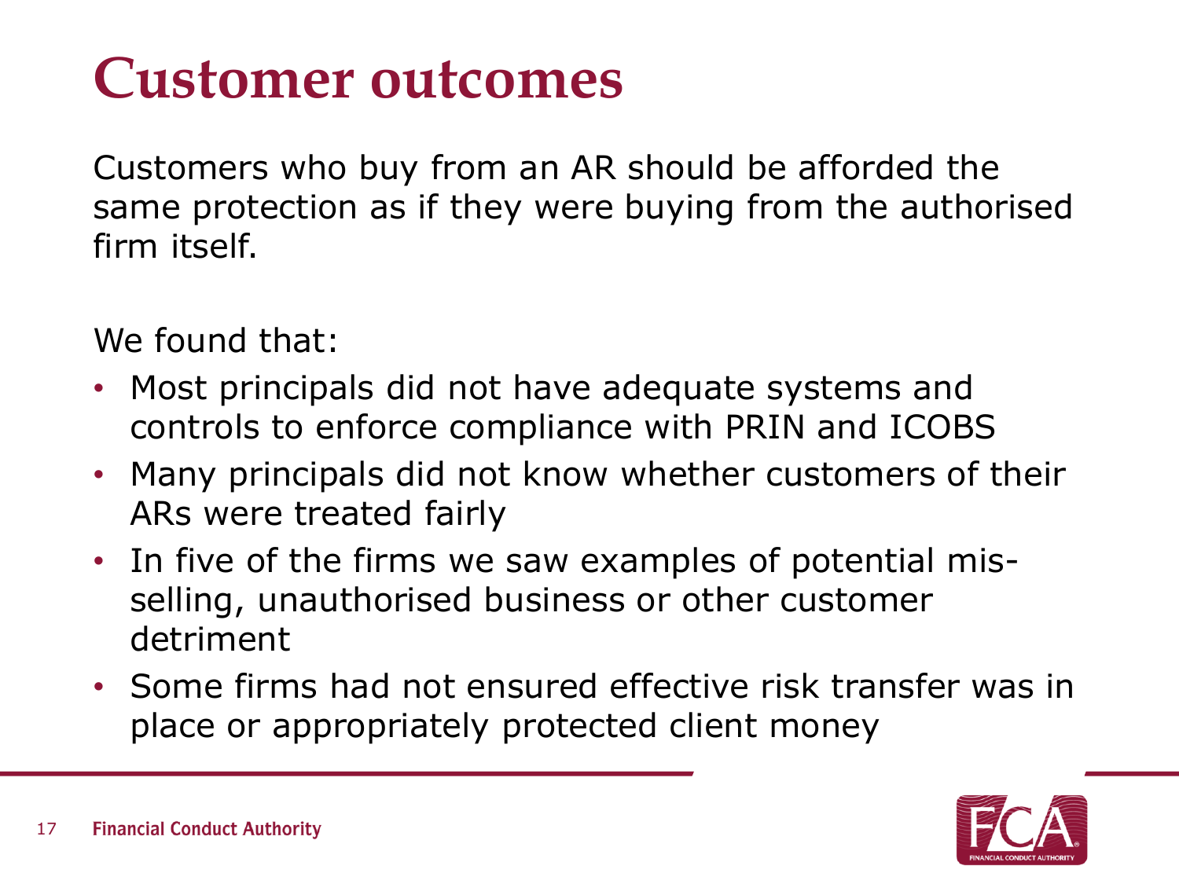# Customer outcomes

Customers who buy from an AR should be afforded the same protection as if they were buying from the authorised firm itself.

We found that:

- Most principals did not have adequate systems and controls to enforce compliance with PRIN and ICOBS
- Many principals did not know whether customers of their ARs were treated fairly
- In five of the firms we saw examples of potential mis-selling, unauthorised business or other customer detriment
- Some firms had not ensured effective risk transfer was in place or appropriately protected client money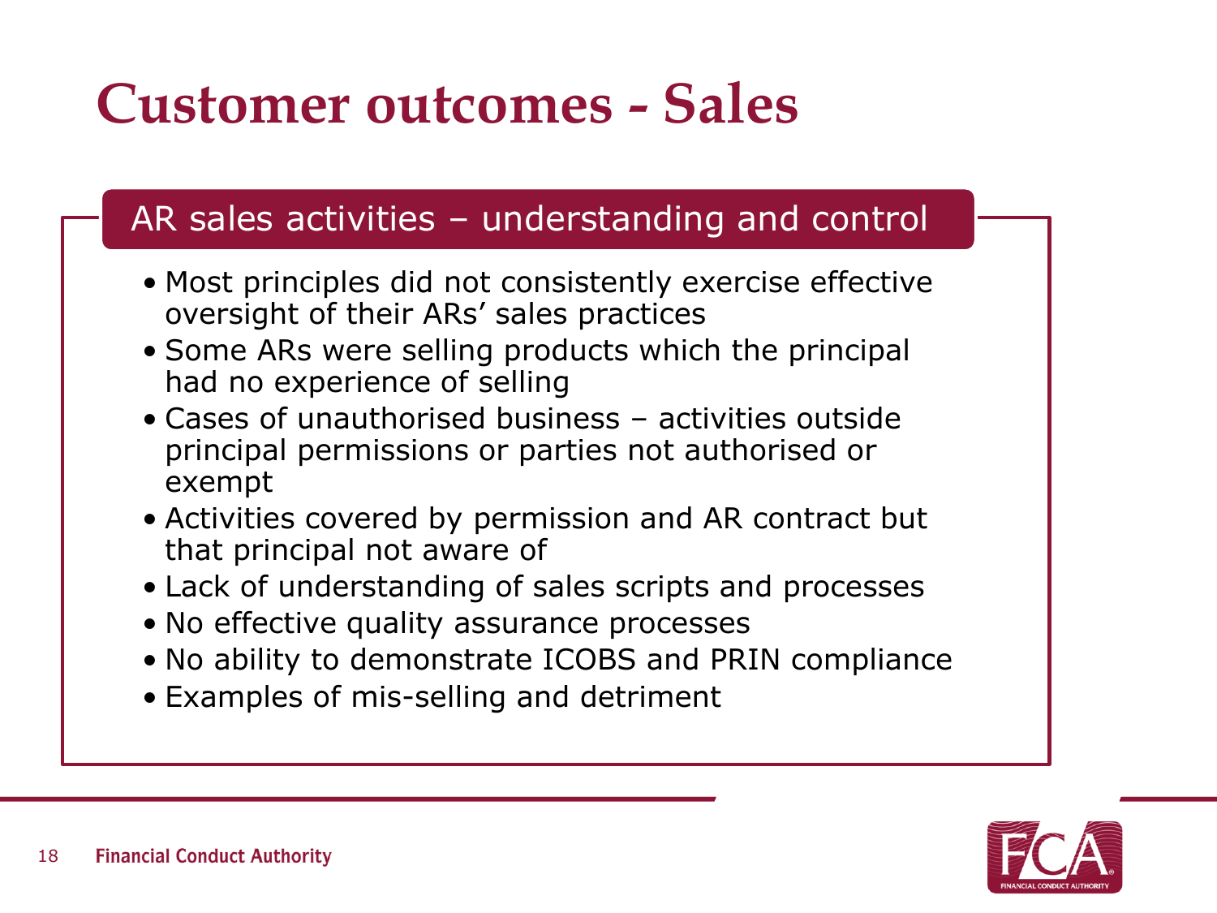# Customer outcomes - Sales

## AR sales activities – understanding and control

- Most principles did not consistently exercise effective oversight of their ARs' sales practices
- Some ARs were selling products which the principal had no experience of selling
- Cases of unauthorised business – activities outside principal permissions or parties not authorised or exempt
- Activities covered by permission and AR contract but that principal not aware of
- Lack of understanding of sales scripts and processes
- No effective quality assurance processes
- No ability to demonstrate ICOBS and PRIN compliance
- Examples of mis-selling and detriment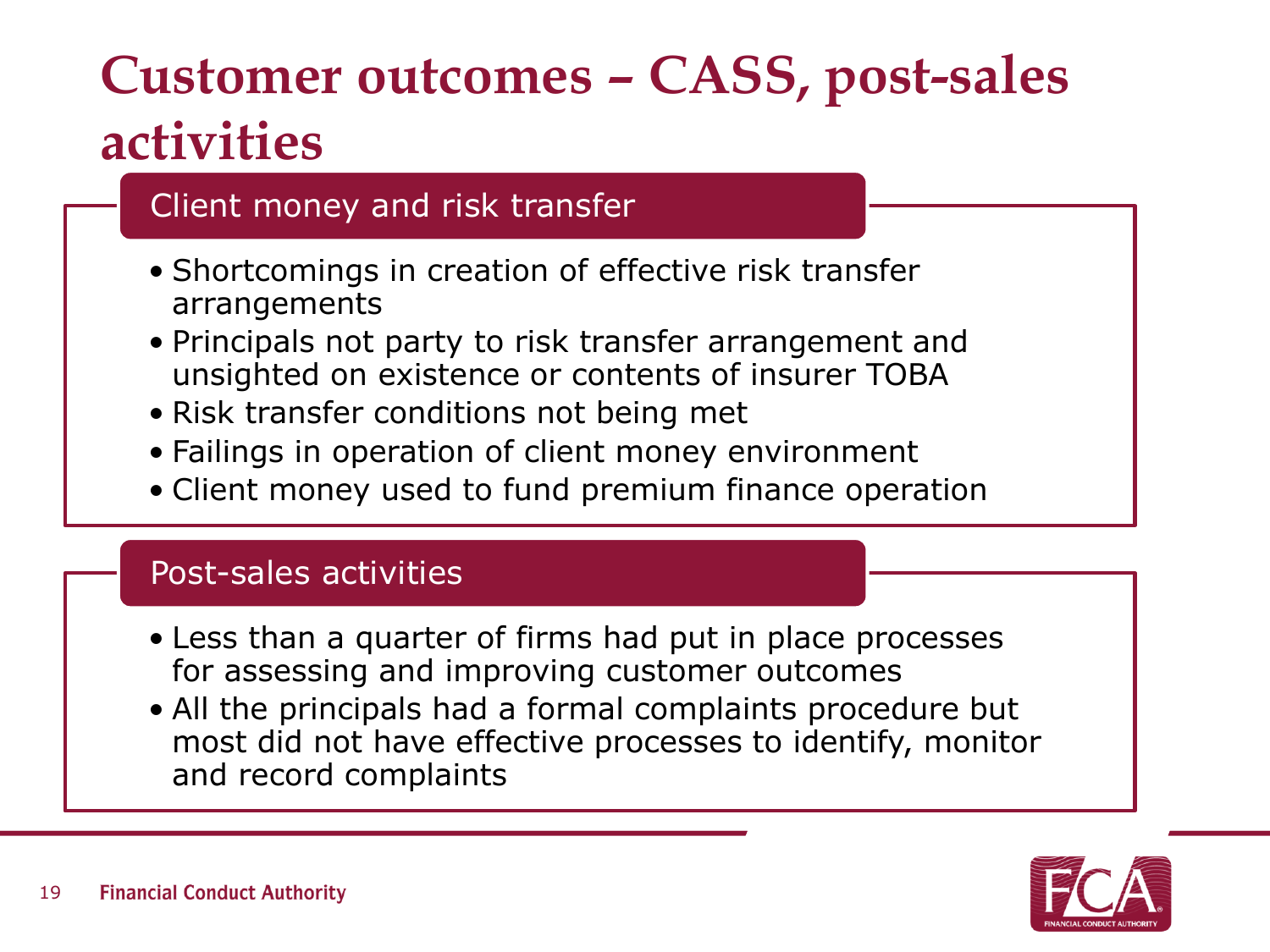# Customer outcomes – CASS, post-sales activities

## Client money and risk transfer

- Shortcomings in creation of effective risk transfer arrangements
- Principals not party to risk transfer arrangement and unsighted on existence or contents of insurer TOBA
- Risk transfer conditions not being met
- Failings in operation of client money environment
- Client money used to fund premium finance operation

## Post-sales activities

- Less than a quarter of firms had put in place processes for assessing and improving customer outcomes
- All the principals had a formal complaints procedure but most did not have effective processes to identify, monitor and record complaints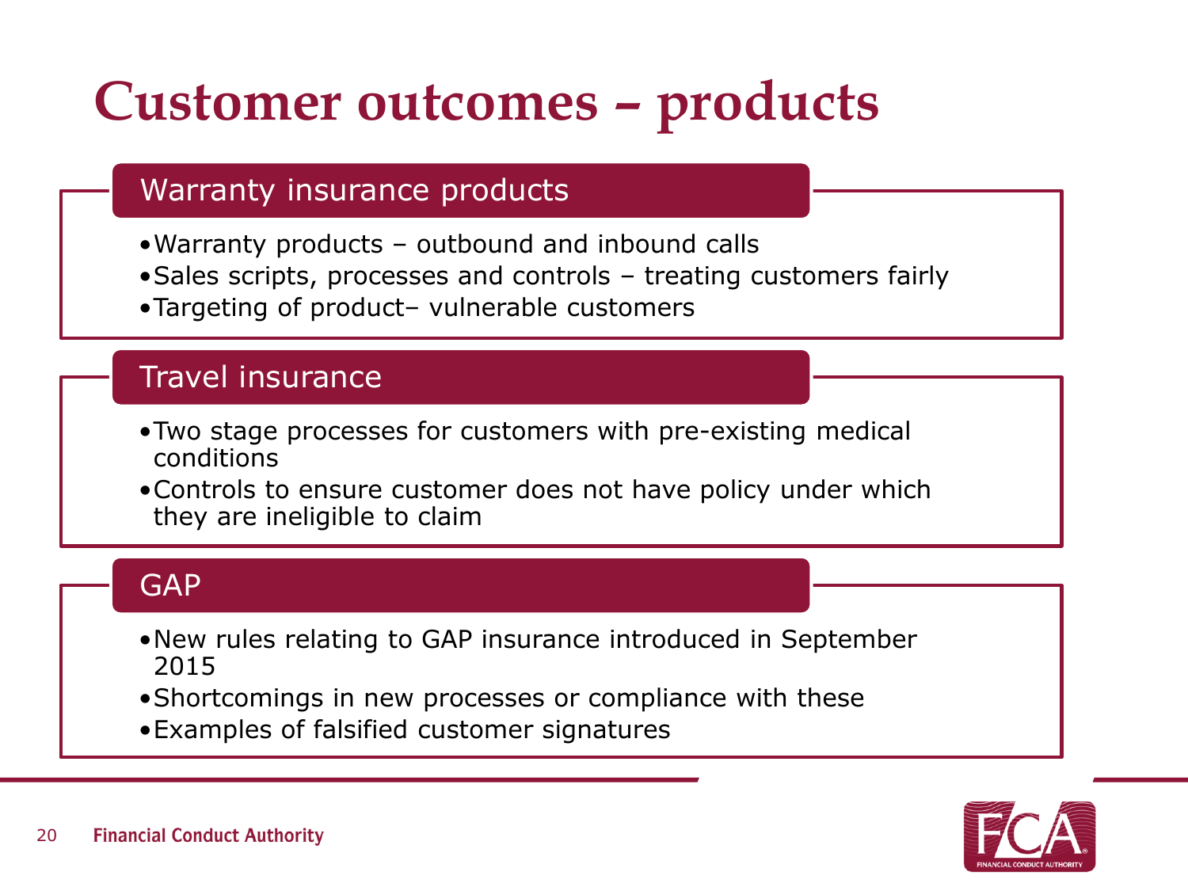# Customer outcomes – products

## Warranty insurance products

- Warranty products – outbound and inbound calls
- Sales scripts, processes and controls – treating customers fairly
- Targeting of product– vulnerable customers

## Travel insurance

- Two stage processes for customers with pre-existing medical conditions
- Controls to ensure customer does not have policy under which they are ineligible to claim

## GAP

- New rules relating to GAP insurance introduced in September 2015
- Shortcomings in new processes or compliance with these
- Examples of falsified customer signatures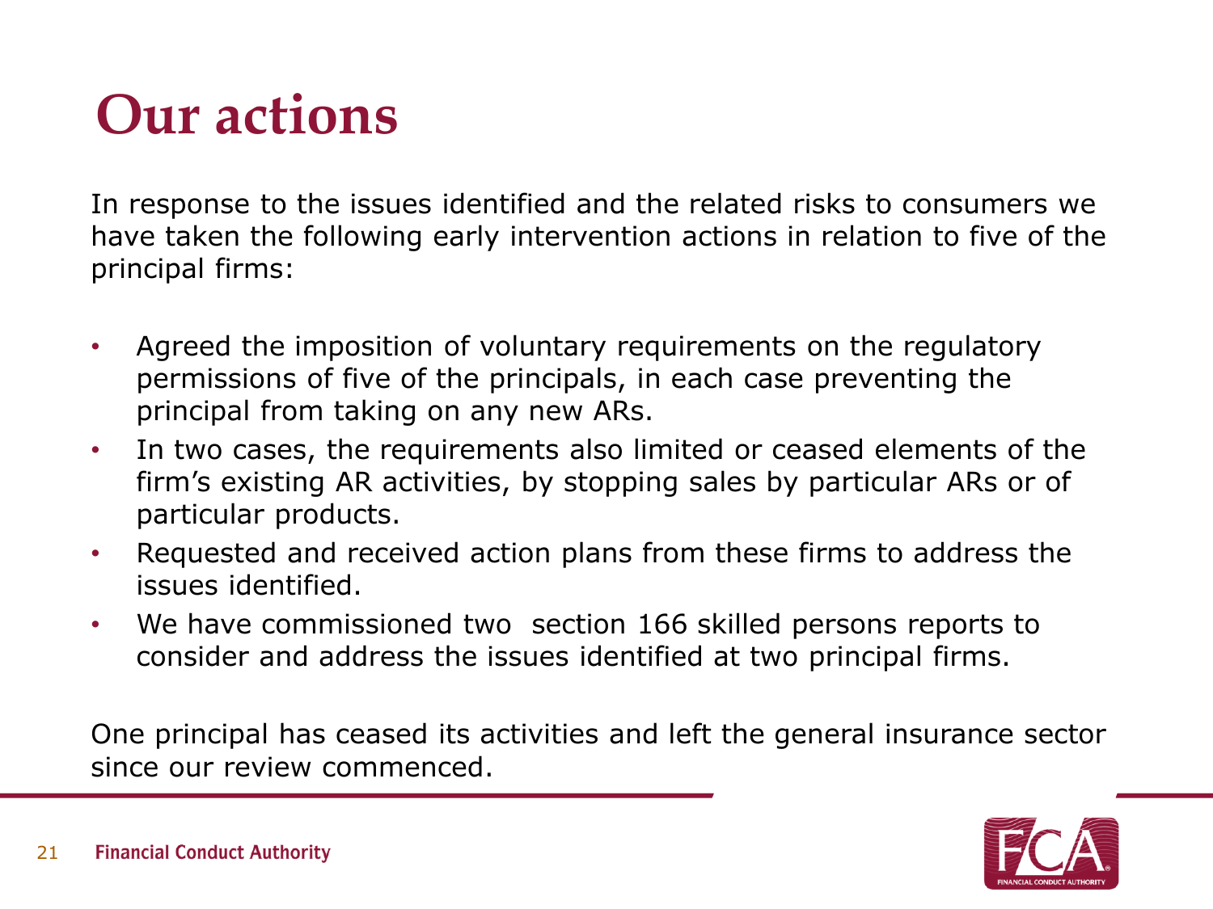# Our actions

In response to the issues identified and the related risks to consumers we have taken the following early intervention actions in relation to five of the principal firms:

- Agreed the imposition of voluntary requirements on the regulatory permissions of five of the principals, in each case preventing the principal from taking on any new ARs.
- In two cases, the requirements also limited or ceased elements of the firm's existing AR activities, by stopping sales by particular ARs or of particular products.
- Requested and received action plans from these firms to address the issues identified.
- We have commissioned two section 166 skilled persons reports to consider and address the issues identified at two principal firms.

One principal has ceased its activities and left the general insurance sector since our review commenced.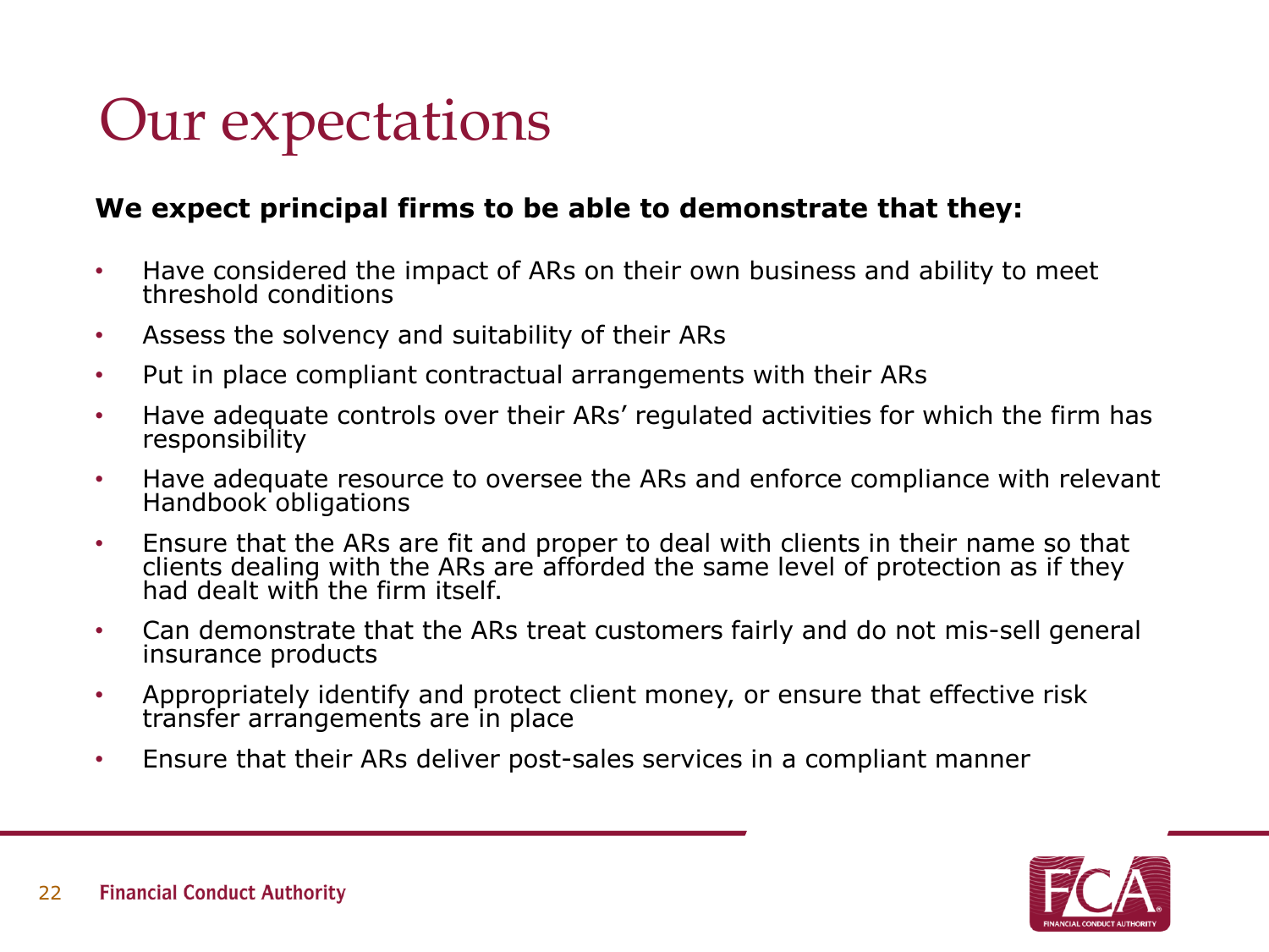# Our expectations

**We expect principal firms to be able to demonstrate that they:**

- Have considered the impact of ARs on their own business and ability to meet threshold conditions
- Assess the solvency and suitability of their ARs
- Put in place compliant contractual arrangements with their ARs
- Have adequate controls over their ARs' regulated activities for which the firm has responsibility
- Have adequate resource to oversee the ARs and enforce compliance with relevant Handbook obligations
- Ensure that the ARs are fit and proper to deal with clients in their name so that clients dealing with the ARs are afforded the same level of protection as if they had dealt with the firm itself.
- Can demonstrate that the ARs treat customers fairly and do not mis-sell general insurance products
- Appropriately identify and protect client money, or ensure that effective risk transfer arrangements are in place
- Ensure that their ARs deliver post-sales services in a compliant manner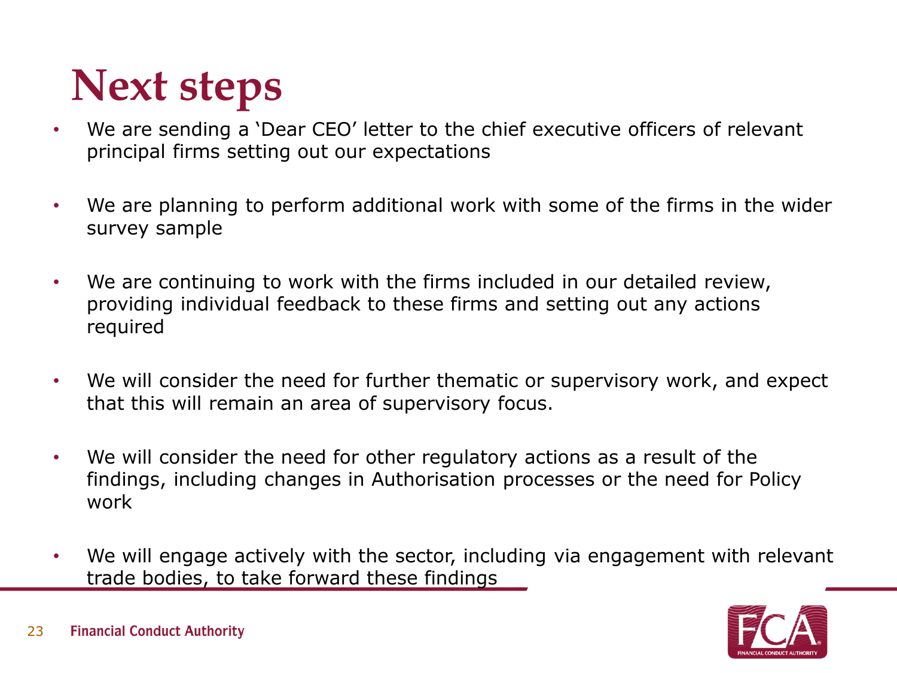# Next steps

- We are sending a 'Dear CEO' letter to the chief executive officers of relevant principal firms setting out our expectations
- We are planning to perform additional work with some of the firms in the wider survey sample
- We are continuing to work with the firms included in our detailed review, providing individual feedback to these firms and setting out any actions required
- We will consider the need for further thematic or supervisory work, and expect that this will remain an area of supervisory focus.
- We will consider the need for other regulatory actions as a result of the findings, including changes in Authorisation processes or the need for Policy work
- We will engage actively with the sector, including via engagement with relevant trade bodies, to take forward these findings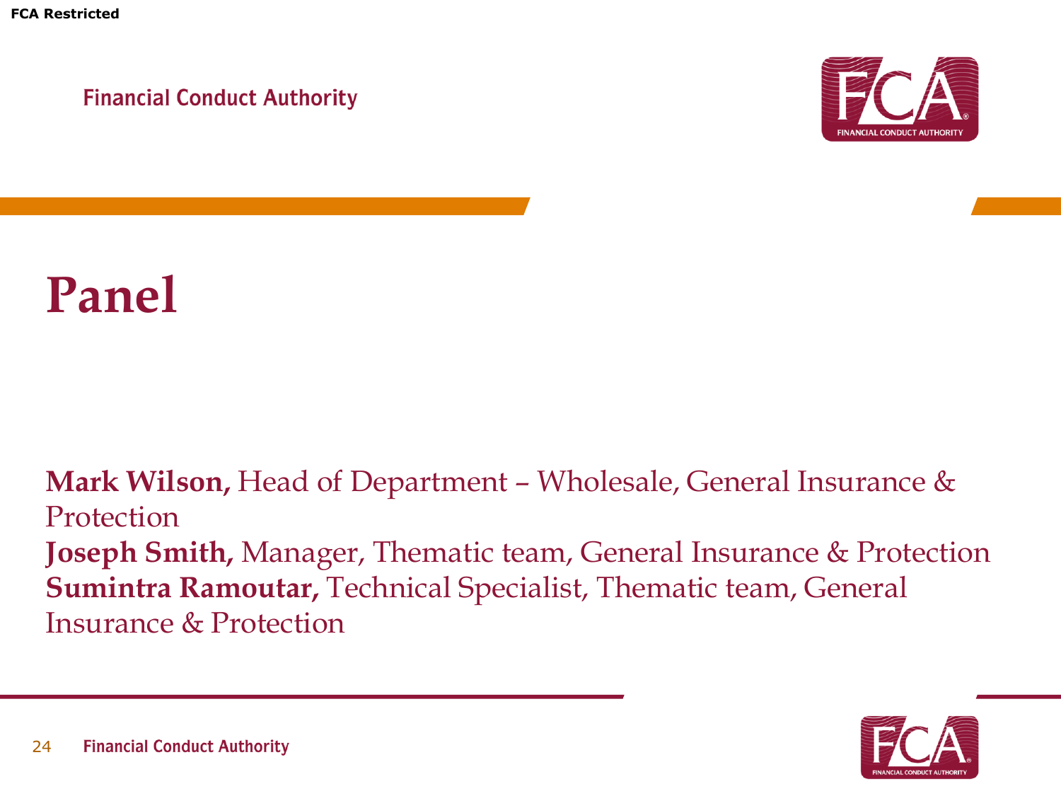# Panel

**Mark Wilson,** Head of Department – Wholesale, General Insurance & Protection
**Joseph Smith,** Manager, Thematic team, General Insurance & Protection
**Sumintra Ramoutar,** Technical Specialist, Thematic team, General Insurance & Protection